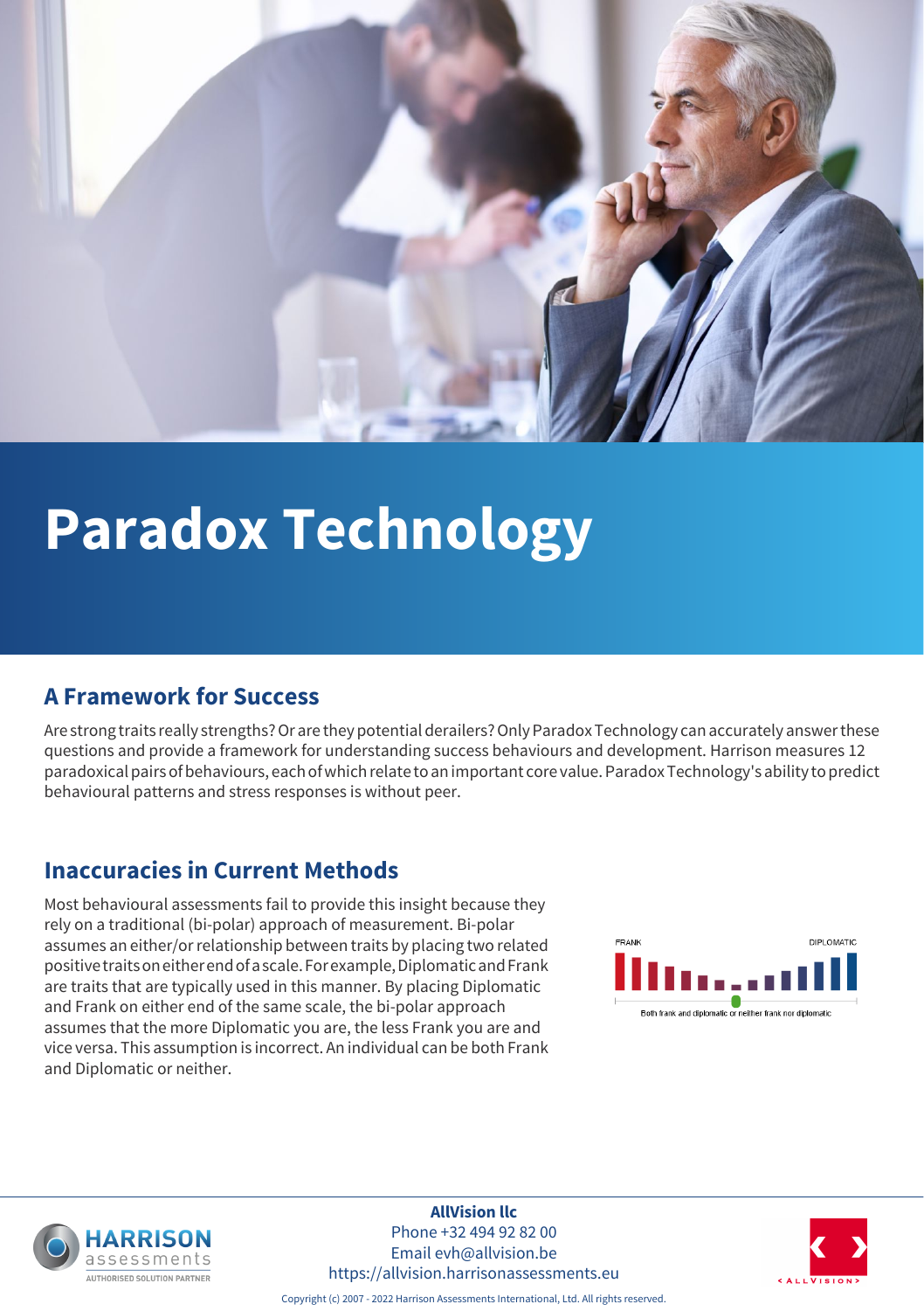# Paradox Technology

## A Framework for Success

Are strong traits really strengths? Or are they potential derailers? Only Paradox Technology can accurately answer these questions and provide a framework for understanding success behaviours and development. Harrison measures 12 paradoxical pairs of behaviours, each of which relate to an important core value. Paradox Technology's ability to predict behavioural patterns and stress responses is without peer.

## Inaccuracies in Current Methods

Most behavioural assessments fail to provide this insight because they rely on a traditional (bi-polar) approach of measurement. Bi-polar assumes an either/or relationship between traits by placing two related positive traits on either end of a scale. For example, Diplomatic and Frank are traits that are typically used in this manner. By placing Diplomatic and Frank on either end of the same scale, the bi-polar approach assumes that the more Diplomatic you are, the less Frank you are and vice versa. This assumption is incorrect. An individual can be both Frank and Diplomatic or neither.

FRANK — DIPLOMATIC

Both frank and diplomatic or neither frank nor diplomatic

**AllVision llc**
Phone +32 494 92 82 00
Email evh@allvision.be
https://allvision.harrisonassessments.eu

Copyright (c) 2007 - 2022 Harrison Assessments International, Ltd. All rights reserved.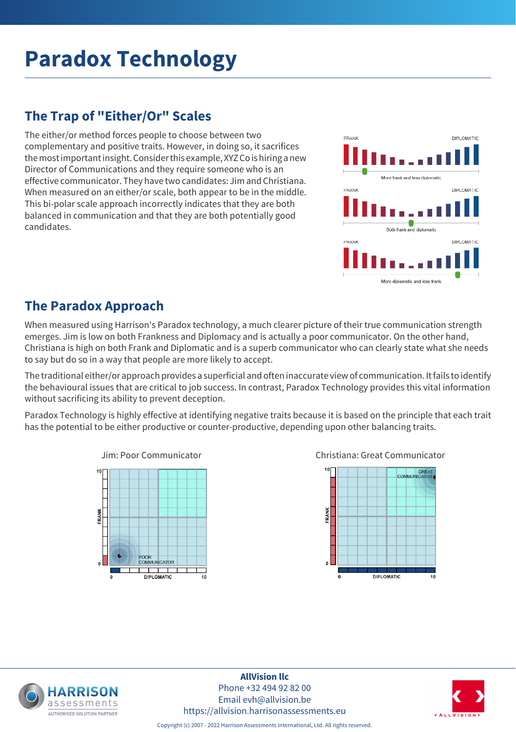# Paradox Technology

## The Trap of "Either/Or" Scales

The either/or method forces people to choose between two complementary and positive traits. However, in doing so, it sacrifices the most important insight. Consider this example, XYZ Co is hiring a new Director of Communications and they require someone who is an effective communicator. They have two candidates: Jim and Christiana. When measured on an either/or scale, both appear to be in the middle. This bi-polar scale approach incorrectly indicates that they are both balanced in communication and that they are both potentially good candidates.

FRANK — DIPLOMATIC
More frank and less diplomatic

FRANK — DIPLOMATIC
Both frank and diplomatic

FRANK — DIPLOMATIC
More diplomatic and less frank

## The Paradox Approach

When measured using Harrison's Paradox technology, a much clearer picture of their true communication strength emerges. Jim is low on both Frankness and Diplomacy and is actually a poor communicator. On the other hand, Christiana is high on both Frank and Diplomatic and is a superb communicator who can clearly state what she needs to say but do so in a way that people are more likely to accept.

The traditional either/or approach provides a superficial and often inaccurate view of communication. It fails to identify the behavioural issues that are critical to job success. In contrast, Paradox Technology provides this vital information without sacrificing its ability to prevent deception.

Paradox Technology is highly effective at identifying negative traits because it is based on the principle that each trait has the potential to be either productive or counter-productive, depending upon other balancing traits.

Jim: Poor Communicator

Christiana: Great Communicator

**AllVision llc**
Phone +32 494 92 82 00
Email evh@allvision.be
https://allvision.harrisonassessments.eu

Copyright (c) 2007 - 2022 Harrison Assessments International, Ltd. All rights reserved.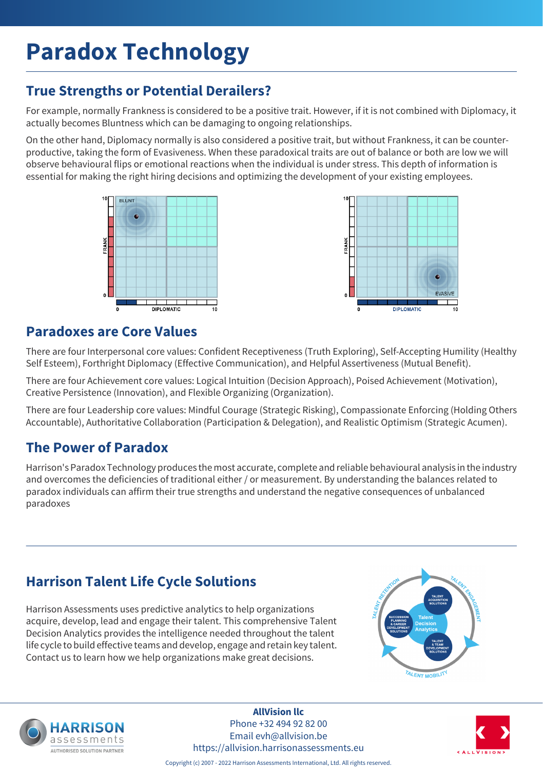# Paradox Technology

## True Strengths or Potential Derailers?

For example, normally Frankness is considered to be a positive trait. However, if it is not combined with Diplomacy, it actually becomes Bluntness which can be damaging to ongoing relationships.

On the other hand, Diplomacy normally is also considered a positive trait, but without Frankness, it can be counter-productive, taking the form of Evasiveness. When these paradoxical traits are out of balance or both are low we will observe behavioural flips or emotional reactions when the individual is under stress. This depth of information is essential for making the right hiring decisions and optimizing the development of your existing employees.

10
BLUNT
FRANK
0
0
DIPLOMATIC
10

10
FRANK
EVASIVE
0
0
DIPLOMATIC
10

## Paradoxes are Core Values

There are four Interpersonal core values: Confident Receptiveness (Truth Exploring), Self-Accepting Humility (Healthy Self Esteem), Forthright Diplomacy (Effective Communication), and Helpful Assertiveness (Mutual Benefit).

There are four Achievement core values: Logical Intuition (Decision Approach), Poised Achievement (Motivation), Creative Persistence (Innovation), and Flexible Organizing (Organization).

There are four Leadership core values: Mindful Courage (Strategic Risking), Compassionate Enforcing (Holding Others Accountable), Authoritative Collaboration (Participation & Delegation), and Realistic Optimism (Strategic Acumen).

## The Power of Paradox

Harrison's Paradox Technology produces the most accurate, complete and reliable behavioural analysis in the industry and overcomes the deficiencies of traditional either / or measurement. By understanding the balances related to paradox individuals can affirm their true strengths and understand the negative consequences of unbalanced paradoxes

## Harrison Talent Life Cycle Solutions

Harrison Assessments uses predictive analytics to help organizations acquire, develop, lead and engage their talent. This comprehensive Talent Decision Analytics provides the intelligence needed throughout the talent life cycle to build effective teams and develop, engage and retain key talent. Contact us to learn how we help organizations make great decisions.

TALENT RETENTION
TALENT ENGAGEMENT
TALENT MOBILITY
TALENT ACQUISITION SOLUTIONS
SUCCESSION PLANNING & CAREER DEVELOPMENT SOLUTIONS
Talent Decision Analytics
TALENT & TEAM DEVELOPMENT SOLUTIONS

HARRISON assessments
AUTHORISED SOLUTION PARTNER

**AllVision llc**
Phone +32 494 92 82 00
Email evh@allvision.be
https://allvision.harrisonassessments.eu

ALLVISION

Copyright (c) 2007 - 2022 Harrison Assessments International, Ltd. All rights reserved.